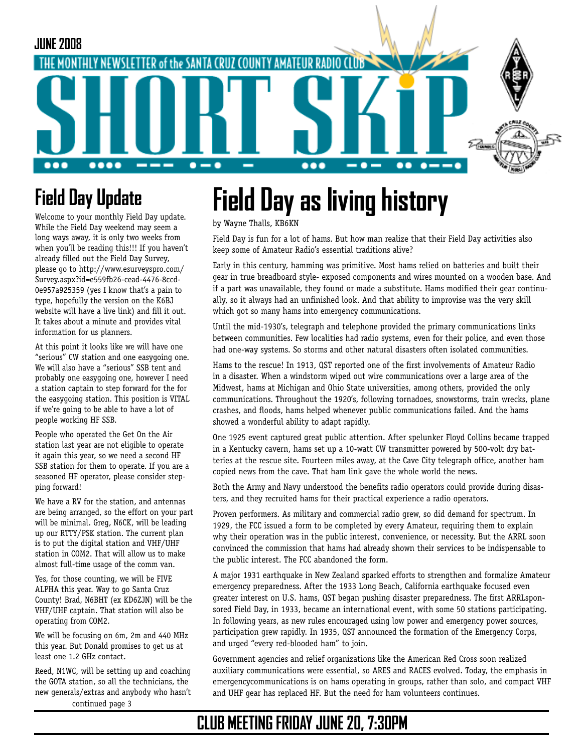JUNE 2008

THE MONTHLY NEWSLETTER of the SANTA CRUZ COUNTY AMATEUR RADIO CLUB

# SHORT SKIP

## Field Day Update

Welcome to your monthly Field Day update. While the Field Day weekend may seem a long ways away, it is only two weeks from when you'll be reading this!!! If you haven't already filled out the Field Day Survey, please go to http://www.esurveyspro.com/Survey.aspx?id=e559fb26-cead-4476-8ccd-0e957a925359 (yes I know that's a pain to type, hopefully the version on the K6BJ website will have a live link) and fill it out. It takes about a minute and provides vital information for us planners.

At this point it looks like we will have one "serious" CW station and one easygoing one. We will also have a "serious" SSB tent and probably one easygoing one, however I need a station captain to step forward for the for the easygoing station. This position is VITAL if we're going to be able to have a lot of people working HF SSB.

People who operated the Get On the Air station last year are not eligible to operate it again this year, so we need a second HF SSB station for them to operate. If you are a seasoned HF operator, please consider stepping forward!

We have a RV for the station, and antennas are being arranged, so the effort on your part will be minimal. Greg, N6CK, will be leading up our RTTY/PSK station. The current plan is to put the digital station and VHF/UHF station in COM2. That will allow us to make almost full-time usage of the comm van.

Yes, for those counting, we will be FIVE ALPHA this year. Way to go Santa Cruz County! Brad, N6BHT (ex KD6ZJN) will be the VHF/UHF captain. That station will also be operating from COM2.

We will be focusing on 6m, 2m and 440 MHz this year. But Donald promises to get us at least one 1.2 GHz contact.

Reed, N1WC, will be setting up and coaching the GOTA station, so all the technicians, the new generals/extras and anybody who hasn't

continued page 3

## Field Day as living history

by Wayne Thalls, KB6KN

Field Day is fun for a lot of hams. But how man realize that their Field Day activities also keep some of Amateur Radio's essential traditions alive?

Early in this century, hamming was primitive. Most hams relied on batteries and built their gear in true breadboard style- exposed components and wires mounted on a wooden base. And if a part was unavailable, they found or made a substitute. Hams modified their gear continually, so it always had an unfinished look. And that ability to improvise was the very skill which got so many hams into emergency communications.

Until the mid-1930's, telegraph and telephone provided the primary communications links between communities. Few localities had radio systems, even for their police, and even those had one-way systems. So storms and other natural disasters often isolated communities.

Hams to the rescue! In 1913, QST reported one of the first involvements of Amateur Radio in a disaster. When a windstorm wiped out wire communications over a large area of the Midwest, hams at Michigan and Ohio State universities, among others, provided the only communications. Throughout the 1920's, following tornadoes, snowstorms, train wrecks, plane crashes, and floods, hams helped whenever public communications failed. And the hams showed a wonderful ability to adapt rapidly.

One 1925 event captured great public attention. After spelunker Floyd Collins became trapped in a Kentucky cavern, hams set up a 10-watt CW transmitter powered by 500-volt dry batteries at the rescue site. Fourteen miles away, at the Cave City telegraph office, another ham copied news from the cave. That ham link gave the whole world the news.

Both the Army and Navy understood the benefits radio operators could provide during disasters, and they recruited hams for their practical experience a radio operators.

Proven performers. As military and commercial radio grew, so did demand for spectrum. In 1929, the FCC issued a form to be completed by every Amateur, requiring them to explain why their operation was in the public interest, convenience, or necessity. But the ARRL soon convinced the commission that hams had already shown their services to be indispensable to the public interest. The FCC abandoned the form.

A major 1931 earthquake in New Zealand sparked efforts to strengthen and formalize Amateur emergency preparedness. After the 1933 Long Beach, California earthquake focused even greater interest on U.S. hams, QST began pushing disaster preparedness. The first ARRLsponsored Field Day, in 1933, became an international event, with some 50 stations participating. In following years, as new rules encouraged using low power and emergency power sources, participation grew rapidly. In 1935, QST announced the formation of the Emergency Corps, and urged "every red-blooded ham" to join.

Government agencies and relief organizations like the American Red Cross soon realized auxiliary communications were essential, so ARES and RACES evolved. Today, the emphasis in emergencycommunications is on hams operating in groups, rather than solo, and compact VHF and UHF gear has replaced HF. But the need for ham volunteers continues.

**CLUB MEETING FRIDAY JUNE 20, 7:30PM**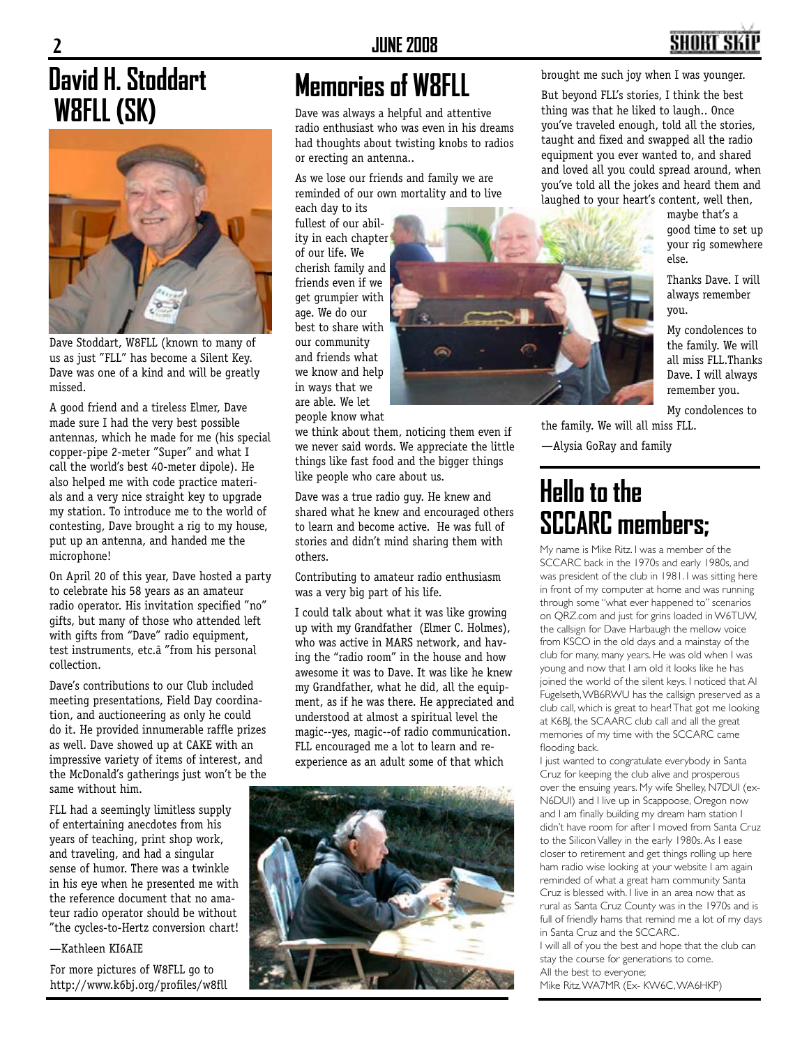# David H. Stoddart W8FLL (SK)

Dave Stoddart, W8FLL (known to many of us as just "FLL" has become a Silent Key. Dave was one of a kind and will be greatly missed.

A good friend and a tireless Elmer, Dave made sure I had the very best possible antennas, which he made for me (his special copper-pipe 2-meter "Super" and what I call the world's best 40-meter dipole). He also helped me with code practice materials and a very nice straight key to upgrade my station. To introduce me to the world of contesting, Dave brought a rig to my house, put up an antenna, and handed me the microphone!

On April 20 of this year, Dave hosted a party to celebrate his 58 years as an amateur radio operator. His invitation specified "no" gifts, but many of those who attended left with gifts from "Dave" radio equipment, test instruments, etc.â "from his personal collection.

Dave's contributions to our Club included meeting presentations, Field Day coordination, and auctioneering as only he could do it. He provided innumerable raffle prizes as well. Dave showed up at CAKE with an impressive variety of items of interest, and the McDonald's gatherings just won't be the same without him.

FLL had a seemingly limitless supply of entertaining anecdotes from his years of teaching, print shop work, and traveling, and had a singular sense of humor. There was a twinkle in his eye when he presented me with the reference document that no amateur radio operator should be without "the cycles-to-Hertz conversion chart!

—Kathleen KI6AIE

For more pictures of W8FLL go to http://www.k6bj.org/profiles/w8fll

# Memories of W8FLL

Dave was always a helpful and attentive radio enthusiast who was even in his dreams had thoughts about twisting knobs to radios or erecting an antenna..

As we lose our friends and family we are reminded of our own mortality and to live each day to its fullest of our ability in each chapter of our life. We cherish family and friends even if we get grumpier with age. We do our best to share with our community and friends what we know and help in ways that we are able. We let people know what we think about them, noticing them even if we never said words. We appreciate the little things like fast food and the bigger things like people who care about us.

Dave was a true radio guy. He knew and shared what he knew and encouraged others to learn and become active. He was full of stories and didn't mind sharing them with others.

Contributing to amateur radio enthusiasm was a very big part of his life.

I could talk about what it was like growing up with my Grandfather (Elmer C. Holmes), who was active in MARS network, and having the "radio room" in the house and how awesome it was to Dave. It was like he knew my Grandfather, what he did, all the equipment, as if he was there. He appreciated and understood at almost a spiritual level the magic--yes, magic--of radio communication. FLL encouraged me a lot to learn and re-experience as an adult some of that which brought me such joy when I was younger.

But beyond FLL's stories, I think the best thing was that he liked to laugh.. Once you've traveled enough, told all the stories, taught and fixed and swapped all the radio equipment you ever wanted to, and shared and loved all you could spread around, when you've told all the jokes and heard them and laughed to your heart's content, well then, maybe that's a good time to set up your rig somewhere else.

Thanks Dave. I will always remember you.

My condolences to the family. We will all miss FLL.Thanks Dave. I will always remember you.

My condolences to the family. We will all miss FLL.

—Alysia GoRay and family

# Hello to the SCCARC members;

My name is Mike Ritz. I was a member of the SCCARC back in the 1970s and early 1980s, and was president of the club in 1981. I was sitting here in front of my computer at home and was running through some "what ever happened to" scenarios on QRZ.com and just for grins loaded in W6TUW, the callsign for Dave Harbaugh the mellow voice from KSCO in the old days and a mainstay of the club for many, many years. He was old when I was young and now that I am old it looks like he has joined the world of the silent keys. I noticed that Al Fugelseth, WB6RWU has the callsign preserved as a club call, which is great to hear! That got me looking at K6BJ, the SCAARC club call and all the great memories of my time with the SCCARC came flooding back.

I just wanted to congratulate everybody in Santa Cruz for keeping the club alive and prosperous over the ensuing years. My wife Shelley, N7DUI (ex-N6DUI) and I live up in Scappoose, Oregon now and I am finally building my dream ham station I didn't have room for after I moved from Santa Cruz to the Silicon Valley in the early 1980s. As I ease closer to retirement and get things rolling up here ham radio wise looking at your website I am again reminded of what a great ham community Santa Cruz is blessed with. I live in an area now that as rural as Santa Cruz County was in the 1970s and is full of friendly hams that remind me a lot of my days in Santa Cruz and the SCCARC.

I will all of you the best and hope that the club can stay the course for generations to come.

All the best to everyone;

Mike Ritz, WA7MR (Ex- KW6C, WA6HKP)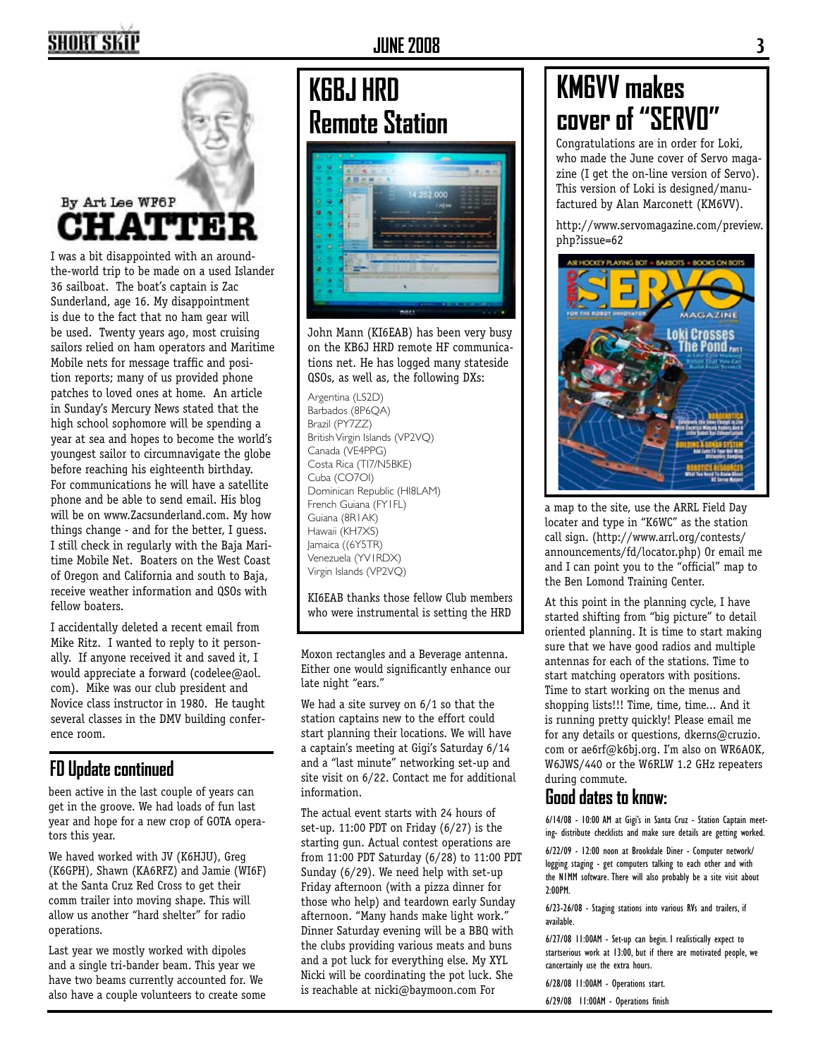## By Art Lee WF6P CHATTER

I was a bit disappointed with an around-the-world trip to be made on a used Islander 36 sailboat. The boat's captain is Zac Sunderland, age 16. My disappointment is due to the fact that no ham gear will be used. Twenty years ago, most cruising sailors relied on ham operators and Maritime Mobile nets for message traffic and position reports; many of us provided phone patches to loved ones at home. An article in Sunday's Mercury News stated that the high school sophomore will be spending a year at sea and hopes to become the world's youngest sailor to circumnavigate the globe before reaching his eighteenth birthday. For communications he will have a satellite phone and be able to send email. His blog will be on www.Zacsunderland.com. My how things change - and for the better, I guess. I still check in regularly with the Baja Maritime Mobile Net. Boaters on the West Coast of Oregon and California and south to Baja, receive weather information and QSOs with fellow boaters.

I accidentally deleted a recent email from Mike Ritz. I wanted to reply to it personally. If anyone received it and saved it, I would appreciate a forward (codelee@aol.com). Mike was our club president and Novice class instructor in 1980. He taught several classes in the DMV building conference room.

## FD Update continued

been active in the last couple of years can get in the groove. We had loads of fun last year and hope for a new crop of GOTA operators this year.

We haved worked with JV (K6HJU), Greg (K6GPH), Shawn (KA6RFZ) and Jamie (WI6F) at the Santa Cruz Red Cross to get their comm trailer into moving shape. This will allow us another "hard shelter" for radio operations.

Last year we mostly worked with dipoles and a single tri-bander beam. This year we have two beams currently accounted for. We also have a couple volunteers to create some Moxon rectangles and a Beverage antenna. Either one would significantly enhance our late night "ears."

We had a site survey on 6/1 so that the station captains new to the effort could start planning their locations. We will have a captain's meeting at Gigi's Saturday 6/14 and a "last minute" networking set-up and site visit on 6/22. Contact me for additional information.

The actual event starts with 24 hours of set-up. 11:00 PDT on Friday (6/27) is the starting gun. Actual contest operations are from 11:00 PDT Saturday (6/28) to 11:00 PDT Sunday (6/29). We need help with set-up Friday afternoon (with a pizza dinner for those who help) and teardown early Sunday afternoon. "Many hands make light work." Dinner Saturday evening will be a BBQ with the clubs providing various meats and buns and a pot luck for everything else. My XYL Nicki will be coordinating the pot luck. She is reachable at nicki@baymoon.com For a map to the site, use the ARRL Field Day locater and type in "K6WC" as the station call sign. (http://www.arrl.org/contests/announcements/fd/locator.php) Or email me and I can point you to the "official" map to the Ben Lomond Training Center.

At this point in the planning cycle, I have started shifting from "big picture" to detail oriented planning. It is time to start making sure that we have good radios and multiple antennas for each of the stations. Time to start matching operators with positions. Time to start working on the menus and shopping lists!!! Time, time, time... And it is running pretty quickly! Please email me for any details or questions, dkerns@cruzio.com or ae6rf@k6bj.org. I'm also on WR6AOK, W6JWS/440 or the W6RLW 1.2 GHz repeaters during commute.

### Good dates to know:

6/14/08 - 10:00 AM at Gigi's in Santa Cruz - Station Captain meeting- distribute checklists and make sure details are getting worked.

6/22/09 - 12:00 noon at Brookdale Diner - Computer network/logging staging - get computers talking to each other and with the N1MM software. There will also probably be a site visit about 2:00PM.

6/23-26/08 - Staging stations into various RVs and trailers, if available.

6/27/08 11:00AM - Set-up can begin. I realistically expect to startserious work at 13:00, but if there are motivated people, we cancertainly use the extra hours.

6/28/08 11:00AM - Operations start.

6/29/08 11:00AM - Operations finish

## K6BJ HRD Remote Station

John Mann (KI6EAB) has been very busy on the KB6J HRD remote HF communications net. He has logged many stateside QSOs, as well as, the following DXs:

Argentina (LS2D)
Barbados (8P6QA)
Brazil (PY7ZZ)
British Virgin Islands (VP2VQ)
Canada (VE4PPG)
Costa Rica (TI7/N5BKE)
Cuba (CO7OI)
Dominican Republic (HI8LAM)
French Guiana (FY1FL)
Guiana (8R1AK)
Hawaii (KH7XS)
Jamaica ((6Y5TR)
Venezuela (YV1RDX)
Virgin Islands (VP2VQ)

KI6EAB thanks those fellow Club members who were instrumental is setting the HRD

## KM6VV makes cover of "SERVO"

Congratulations are in order for Loki, who made the June cover of Servo magazine (I get the on-line version of Servo). This version of Loki is designed/manufactured by Alan Marconett (KM6VV).

http://www.servomagazine.com/preview.php?issue=62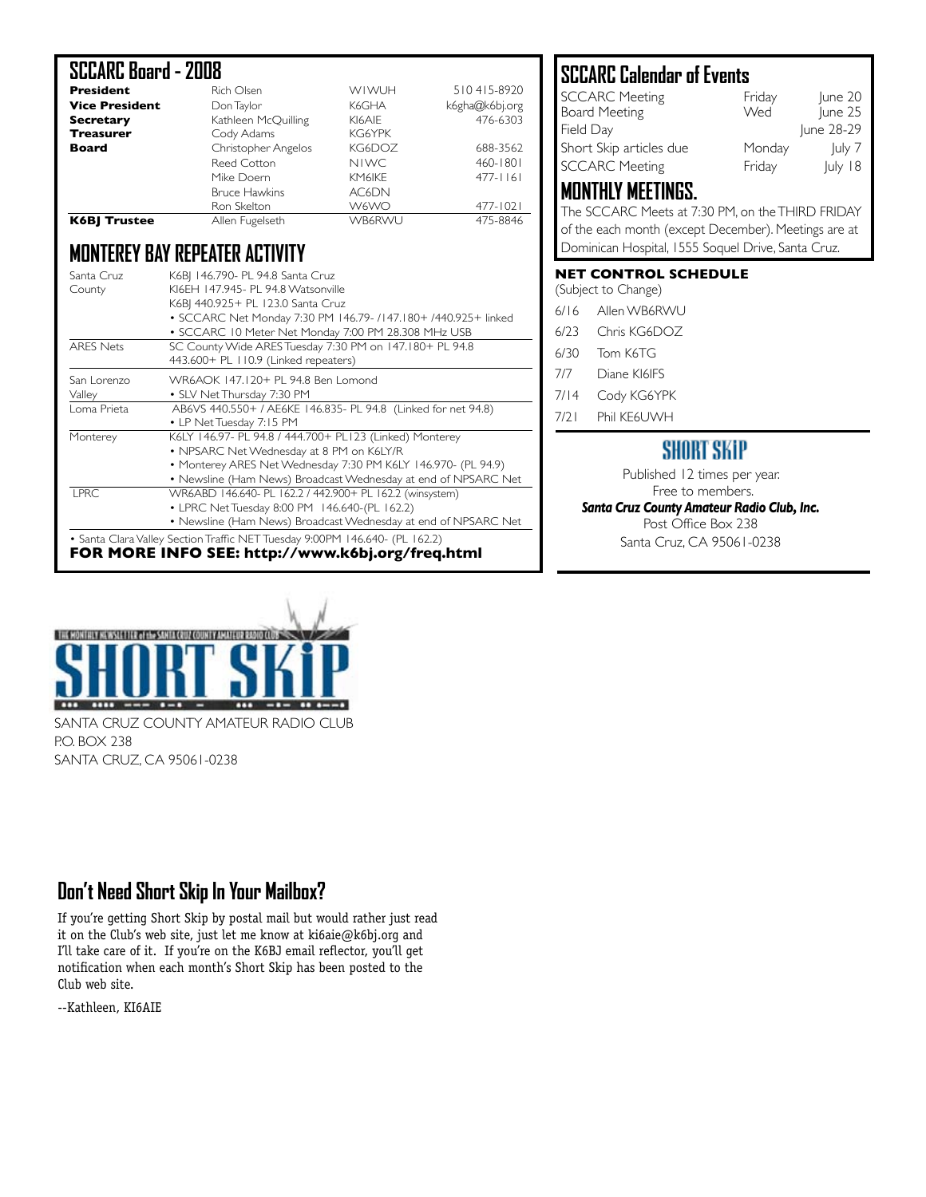## SCCARC Board - 2008

| | | | |
|---|---|---|---|
| **President** | Rich Olsen | W1WUH | 510 415-8920 |
| **Vice President** | Don Taylor | K6GHA | k6gha@k6bj.org |
| **Secretary** | Kathleen McQuilling | KI6AIE | 476-6303 |
| **Treasurer** | Cody Adams | KG6YPK | |
| **Board** | Christopher Angelos | KG6DOZ | 688-3562 |
| | Reed Cotton | N1WC | 460-1801 |
| | Mike Doern | KM6IKE | 477-1161 |
| | Bruce Hawkins | AC6DN | |
| | Ron Skelton | W6WO | 477-1021 |
| **K6BJ Trustee** | Allen Fugelseth | WB6RWU | 475-8846 |

## MONTEREY BAY REPEATER ACTIVITY

| | |
|---|---|
| Santa Cruz County | K6BJ 146.790- PL 94.8 Santa Cruz<br>KI6EH 147.945- PL 94.8 Watsonville<br>K6BJ 440.925+ PL 123.0 Santa Cruz<br>• SCCARC Net Monday 7:30 PM 146.79- /147.180+ /440.925+ linked<br>• SCCARC 10 Meter Net Monday 7:00 PM 28.308 MHz USB |
| ARES Nets | SC County Wide ARES Tuesday 7:30 PM on 147.180+ PL 94.8<br>443.600+ PL 110.9 (Linked repeaters) |
| San Lorenzo Valley | WR6AOK 147.120+ PL 94.8 Ben Lomond<br>• SLV Net Thursday 7:30 PM |
| Loma Prieta | AB6VS 440.550+ / AE6KE 146.835- PL 94.8 (Linked for net 94.8)<br>• LP Net Tuesday 7:15 PM |
| Monterey | K6LY 146.97- PL 94.8 / 444.700+ PL123 (Linked) Monterey<br>• NPSARC Net Wednesday at 8 PM on K6LY/R<br>• Monterey ARES Net Wednesday 7:30 PM K6LY 146.970- (PL 94.9)<br>• Newsline (Ham News) Broadcast Wednesday at end of NPSARC Net |
| LPRC | WR6ABD 146.640- PL 162.2 / 442.900+ PL 162.2 (winsystem)<br>• LPRC Net Tuesday 8:00 PM 146.640-(PL 162.2)<br>• Newsline (Ham News) Broadcast Wednesday at end of NPSARC Net |

• Santa Clara Valley Section Traffic NET Tuesday 9:00PM 146.640- (PL 162.2)

**FOR MORE INFO SEE: http://www.k6bj.org/freq.html**

## SCCARC Calendar of Events

| | | |
|---|---|---|
| SCCARC Meeting | Friday | June 20 |
| Board Meeting | Wed | June 25 |
| Field Day | | June 28-29 |
| Short Skip articles due | Monday | July 7 |
| SCCARC Meeting | Friday | July 18 |

## MONTHLY MEETINGS.

The SCCARC Meets at 7:30 PM, on the THIRD FRIDAY of the each month (except December). Meetings are at Dominican Hospital, 1555 Soquel Drive, Santa Cruz.

### NET CONTROL SCHEDULE

(Subject to Change)

| | |
|---|---|
| 6/16 | Allen WB6RWU |
| 6/23 | Chris KG6DOZ |
| 6/30 | Tom K6TG |
| 7/7 | Diane KI6IFS |
| 7/14 | Cody KG6YPK |
| 7/21 | Phil KE6UWH |

## SHORT SKIP

Published 12 times per year.
Free to members.
***Santa Cruz County Amateur Radio Club, Inc.***
Post Office Box 238
Santa Cruz, CA 95061-0238

THE MONTHLY NEWSLETTER of the SANTA CRUZ COUNTY AMATEUR RADIO CLUB
SHORT SKIP

SANTA CRUZ COUNTY AMATEUR RADIO CLUB
P.O. BOX 238
SANTA CRUZ, CA 95061-0238

## Don't Need Short Skip In Your Mailbox?

If you're getting Short Skip by postal mail but would rather just read it on the Club's web site, just let me know at ki6aie@k6bj.org and I'll take care of it. If you're on the K6BJ email reflector, you'll get notification when each month's Short Skip has been posted to the Club web site.

--Kathleen, KI6AIE